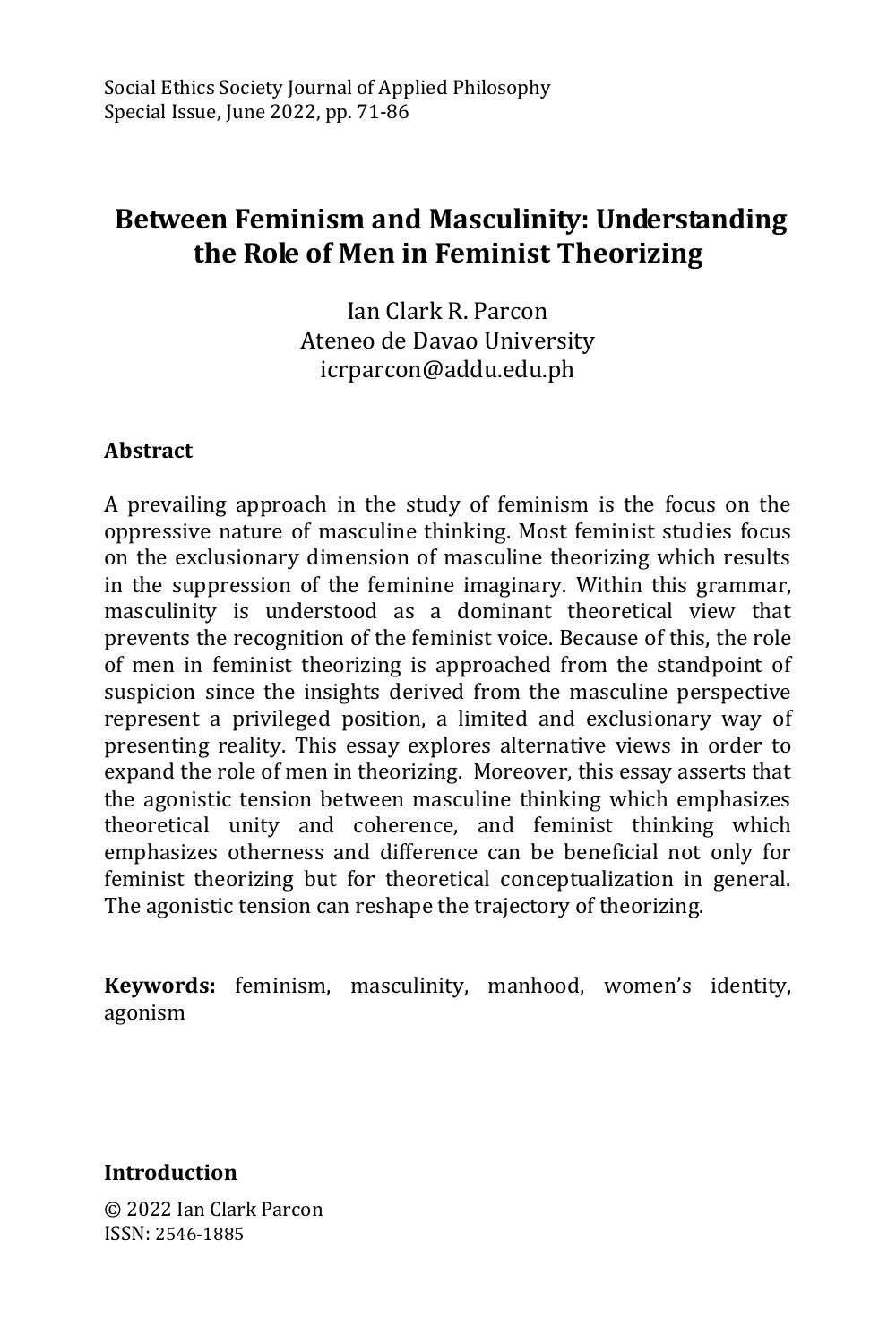# Between Feminism and Masculinity: Understanding the Role of Men in Feminist Theorizing

Ian Clark R. Parcon
Ateneo de Davao University
icrparcon@addu.edu.ph

## Abstract

A prevailing approach in the study of feminism is the focus on the oppressive nature of masculine thinking. Most feminist studies focus on the exclusionary dimension of masculine theorizing which results in the suppression of the feminine imaginary. Within this grammar, masculinity is understood as a dominant theoretical view that prevents the recognition of the feminist voice. Because of this, the role of men in feminist theorizing is approached from the standpoint of suspicion since the insights derived from the masculine perspective represent a privileged position, a limited and exclusionary way of presenting reality. This essay explores alternative views in order to expand the role of men in theorizing. Moreover, this essay asserts that the agonistic tension between masculine thinking which emphasizes theoretical unity and coherence, and feminist thinking which emphasizes otherness and difference can be beneficial not only for feminist theorizing but for theoretical conceptualization in general. The agonistic tension can reshape the trajectory of theorizing.

**Keywords:** feminism, masculinity, manhood, women's identity, agonism

## Introduction

© 2022 Ian Clark Parcon
ISSN: 2546-1885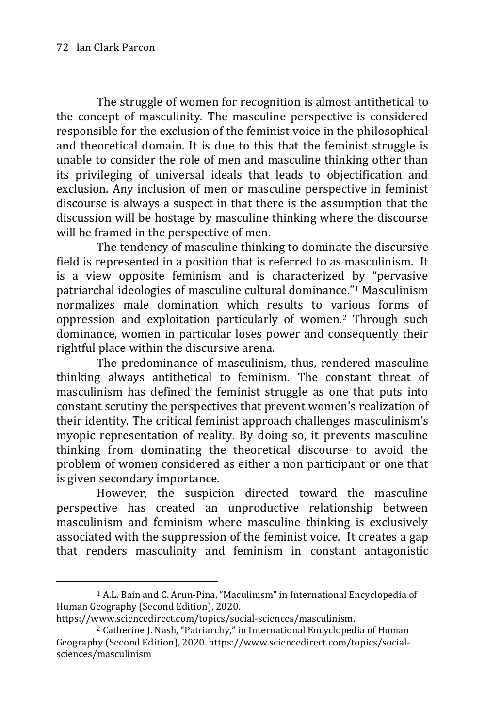The struggle of women for recognition is almost antithetical to the concept of masculinity. The masculine perspective is considered responsible for the exclusion of the feminist voice in the philosophical and theoretical domain. It is due to this that the feminist struggle is unable to consider the role of men and masculine thinking other than its privileging of universal ideals that leads to objectification and exclusion. Any inclusion of men or masculine perspective in feminist discourse is always a suspect in that there is the assumption that the discussion will be hostage by masculine thinking where the discourse will be framed in the perspective of men.

The tendency of masculine thinking to dominate the discursive field is represented in a position that is referred to as masculinism. It is a view opposite feminism and is characterized by "pervasive patriarchal ideologies of masculine cultural dominance."[1] Masculinism normalizes male domination which results to various forms of oppression and exploitation particularly of women.[2] Through such dominance, women in particular loses power and consequently their rightful place within the discursive arena.

The predominance of masculinism, thus, rendered masculine thinking always antithetical to feminism. The constant threat of masculinism has defined the feminist struggle as one that puts into constant scrutiny the perspectives that prevent women's realization of their identity. The critical feminist approach challenges masculinism's myopic representation of reality. By doing so, it prevents masculine thinking from dominating the theoretical discourse to avoid the problem of women considered as either a non participant or one that is given secondary importance.

However, the suspicion directed toward the masculine perspective has created an unproductive relationship between masculinism and feminism where masculine thinking is exclusively associated with the suppression of the feminist voice. It creates a gap that renders masculinity and feminism in constant antagonistic

---

[1] A.L. Bain and C. Arun-Pina, "Maculinism" in International Encyclopedia of Human Geography (Second Edition), 2020. https://www.sciencedirect.com/topics/social-sciences/masculinism.

[2] Catherine J. Nash, "Patriarchy," in International Encyclopedia of Human Geography (Second Edition), 2020. https://www.sciencedirect.com/topics/social-sciences/masculinism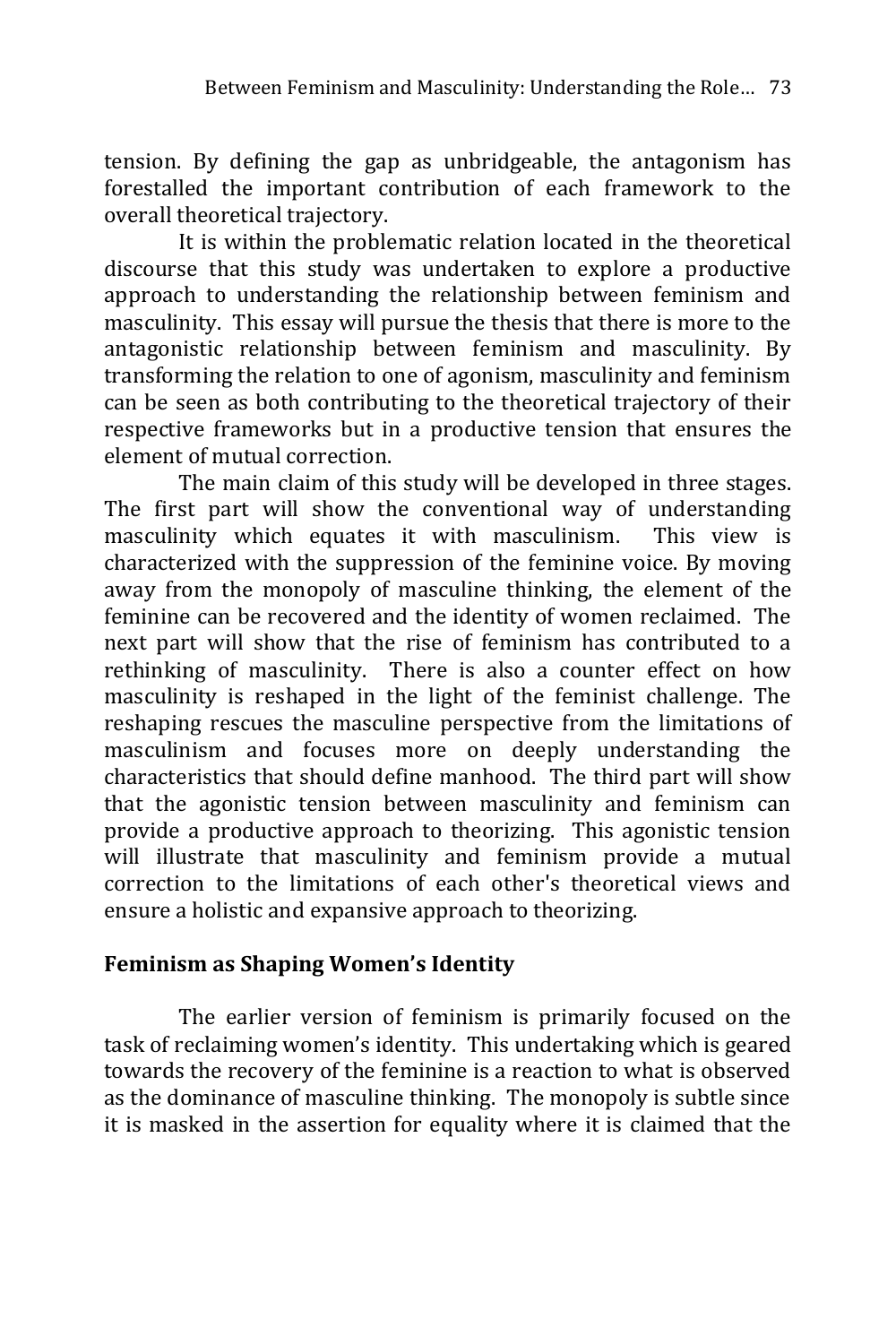tension. By defining the gap as unbridgeable, the antagonism has forestalled the important contribution of each framework to the overall theoretical trajectory.

It is within the problematic relation located in the theoretical discourse that this study was undertaken to explore a productive approach to understanding the relationship between feminism and masculinity. This essay will pursue the thesis that there is more to the antagonistic relationship between feminism and masculinity. By transforming the relation to one of agonism, masculinity and feminism can be seen as both contributing to the theoretical trajectory of their respective frameworks but in a productive tension that ensures the element of mutual correction.

The main claim of this study will be developed in three stages. The first part will show the conventional way of understanding masculinity which equates it with masculinism. This view is characterized with the suppression of the feminine voice. By moving away from the monopoly of masculine thinking, the element of the feminine can be recovered and the identity of women reclaimed. The next part will show that the rise of feminism has contributed to a rethinking of masculinity. There is also a counter effect on how masculinity is reshaped in the light of the feminist challenge. The reshaping rescues the masculine perspective from the limitations of masculinism and focuses more on deeply understanding the characteristics that should define manhood. The third part will show that the agonistic tension between masculinity and feminism can provide a productive approach to theorizing. This agonistic tension will illustrate that masculinity and feminism provide a mutual correction to the limitations of each other's theoretical views and ensure a holistic and expansive approach to theorizing.

## Feminism as Shaping Women's Identity

The earlier version of feminism is primarily focused on the task of reclaiming women's identity. This undertaking which is geared towards the recovery of the feminine is a reaction to what is observed as the dominance of masculine thinking. The monopoly is subtle since it is masked in the assertion for equality where it is claimed that the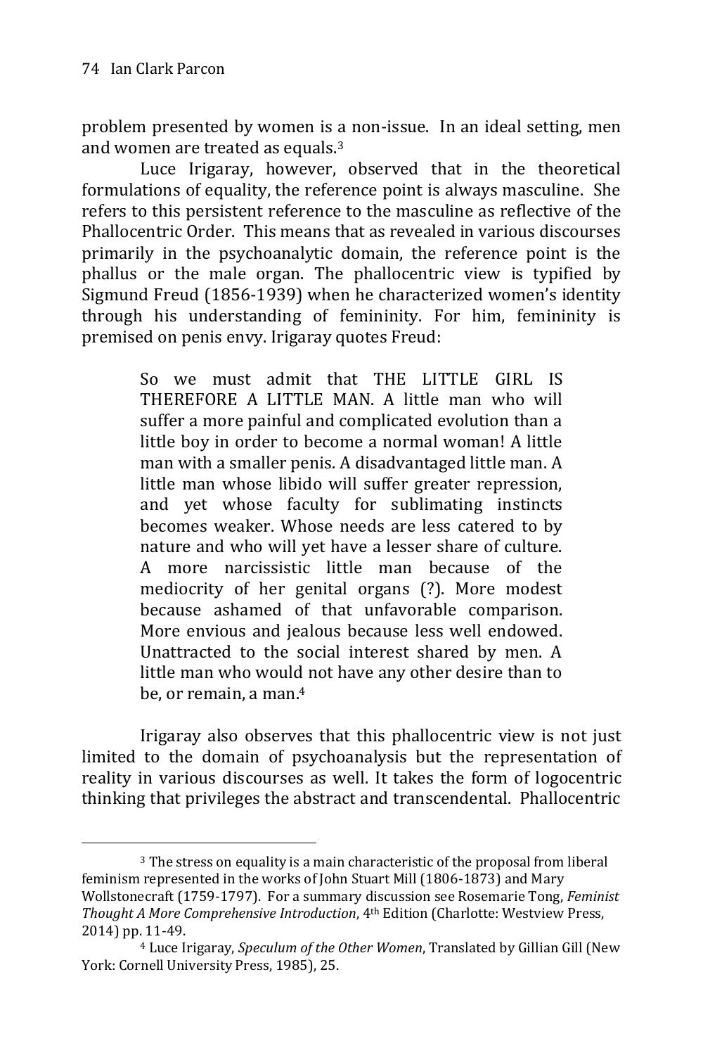problem presented by women is a non-issue. In an ideal setting, men and women are treated as equals.[3]

Luce Irigaray, however, observed that in the theoretical formulations of equality, the reference point is always masculine. She refers to this persistent reference to the masculine as reflective of the Phallocentric Order. This means that as revealed in various discourses primarily in the psychoanalytic domain, the reference point is the phallus or the male organ. The phallocentric view is typified by Sigmund Freud (1856-1939) when he characterized women's identity through his understanding of femininity. For him, femininity is premised on penis envy. Irigaray quotes Freud:

> So we must admit that THE LITTLE GIRL IS THEREFORE A LITTLE MAN. A little man who will suffer a more painful and complicated evolution than a little boy in order to become a normal woman! A little man with a smaller penis. A disadvantaged little man. A little man whose libido will suffer greater repression, and yet whose faculty for sublimating instincts becomes weaker. Whose needs are less catered to by nature and who will yet have a lesser share of culture. A more narcissistic little man because of the mediocrity of her genital organs (?). More modest because ashamed of that unfavorable comparison. More envious and jealous because less well endowed. Unattracted to the social interest shared by men. A little man who would not have any other desire than to be, or remain, a man.[4]

Irigaray also observes that this phallocentric view is not just limited to the domain of psychoanalysis but the representation of reality in various discourses as well. It takes the form of logocentric thinking that privileges the abstract and transcendental. Phallocentric

---

[3] The stress on equality is a main characteristic of the proposal from liberal feminism represented in the works of John Stuart Mill (1806-1873) and Mary Wollstonecraft (1759-1797). For a summary discussion see Rosemarie Tong, *Feminist Thought A More Comprehensive Introduction*, 4th Edition (Charlotte: Westview Press, 2014) pp. 11-49.

[4] Luce Irigaray, *Speculum of the Other Women*, Translated by Gillian Gill (New York: Cornell University Press, 1985), 25.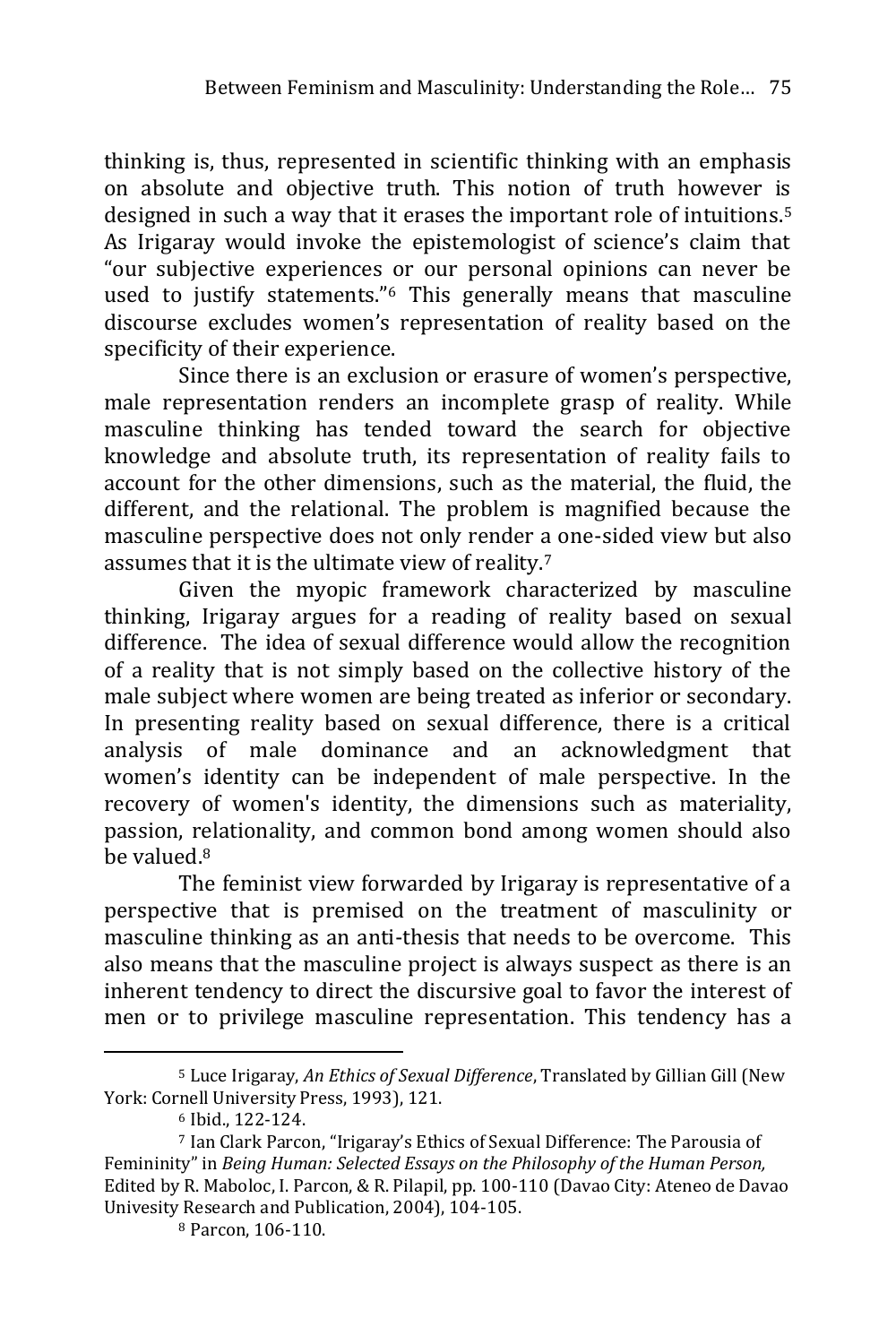thinking is, thus, represented in scientific thinking with an emphasis on absolute and objective truth. This notion of truth however is designed in such a way that it erases the important role of intuitions.[5] As Irigaray would invoke the epistemologist of science's claim that "our subjective experiences or our personal opinions can never be used to justify statements."[6] This generally means that masculine discourse excludes women's representation of reality based on the specificity of their experience.

Since there is an exclusion or erasure of women's perspective, male representation renders an incomplete grasp of reality. While masculine thinking has tended toward the search for objective knowledge and absolute truth, its representation of reality fails to account for the other dimensions, such as the material, the fluid, the different, and the relational. The problem is magnified because the masculine perspective does not only render a one-sided view but also assumes that it is the ultimate view of reality.[7]

Given the myopic framework characterized by masculine thinking, Irigaray argues for a reading of reality based on sexual difference. The idea of sexual difference would allow the recognition of a reality that is not simply based on the collective history of the male subject where women are being treated as inferior or secondary. In presenting reality based on sexual difference, there is a critical analysis of male dominance and an acknowledgment that women's identity can be independent of male perspective. In the recovery of women's identity, the dimensions such as materiality, passion, relationality, and common bond among women should also be valued.[8]

The feminist view forwarded by Irigaray is representative of a perspective that is premised on the treatment of masculinity or masculine thinking as an anti-thesis that needs to be overcome. This also means that the masculine project is always suspect as there is an inherent tendency to direct the discursive goal to favor the interest of men or to privilege masculine representation. This tendency has a

---

[5] Luce Irigaray, *An Ethics of Sexual Difference*, Translated by Gillian Gill (New York: Cornell University Press, 1993), 121.

[6] Ibid., 122-124.

[7] Ian Clark Parcon, "Irigaray's Ethics of Sexual Difference: The Parousia of Femininity" in *Being Human: Selected Essays on the Philosophy of the Human Person,* Edited by R. Maboloc, I. Parcon, & R. Pilapil, pp. 100-110 (Davao City: Ateneo de Davao Univesity Research and Publication, 2004), 104-105.

[8] Parcon, 106-110.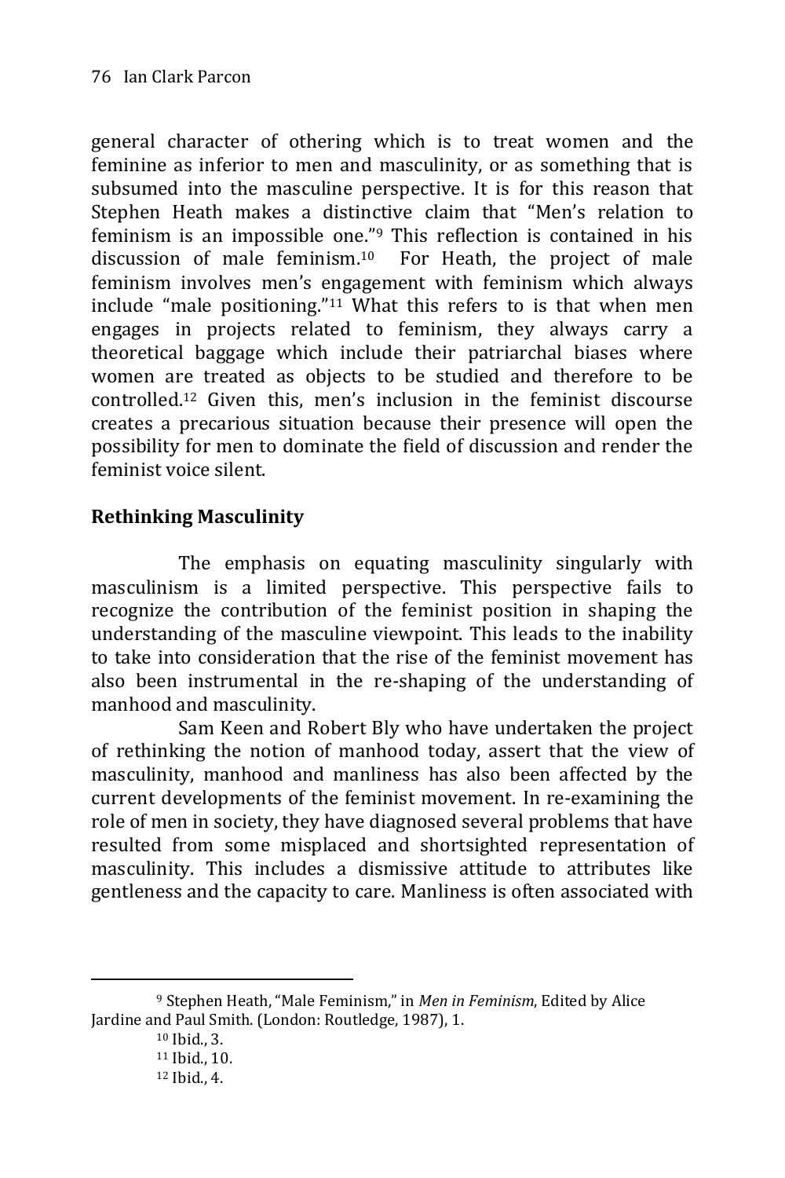general character of othering which is to treat women and the feminine as inferior to men and masculinity, or as something that is subsumed into the masculine perspective. It is for this reason that Stephen Heath makes a distinctive claim that "Men's relation to feminism is an impossible one."[9] This reflection is contained in his discussion of male feminism.[10] For Heath, the project of male feminism involves men's engagement with feminism which always include "male positioning."[11] What this refers to is that when men engages in projects related to feminism, they always carry a theoretical baggage which include their patriarchal biases where women are treated as objects to be studied and therefore to be controlled.[12] Given this, men's inclusion in the feminist discourse creates a precarious situation because their presence will open the possibility for men to dominate the field of discussion and render the feminist voice silent.

## Rethinking Masculinity

The emphasis on equating masculinity singularly with masculinism is a limited perspective. This perspective fails to recognize the contribution of the feminist position in shaping the understanding of the masculine viewpoint. This leads to the inability to take into consideration that the rise of the feminist movement has also been instrumental in the re-shaping of the understanding of manhood and masculinity.

Sam Keen and Robert Bly who have undertaken the project of rethinking the notion of manhood today, assert that the view of masculinity, manhood and manliness has also been affected by the current developments of the feminist movement. In re-examining the role of men in society, they have diagnosed several problems that have resulted from some misplaced and shortsighted representation of masculinity. This includes a dismissive attitude to attributes like gentleness and the capacity to care. Manliness is often associated with

---

[9] Stephen Heath, "Male Feminism," in *Men in Feminism*, Edited by Alice Jardine and Paul Smith. (London: Routledge, 1987), 1.

[10] Ibid., 3.

[11] Ibid., 10.

[12] Ibid., 4.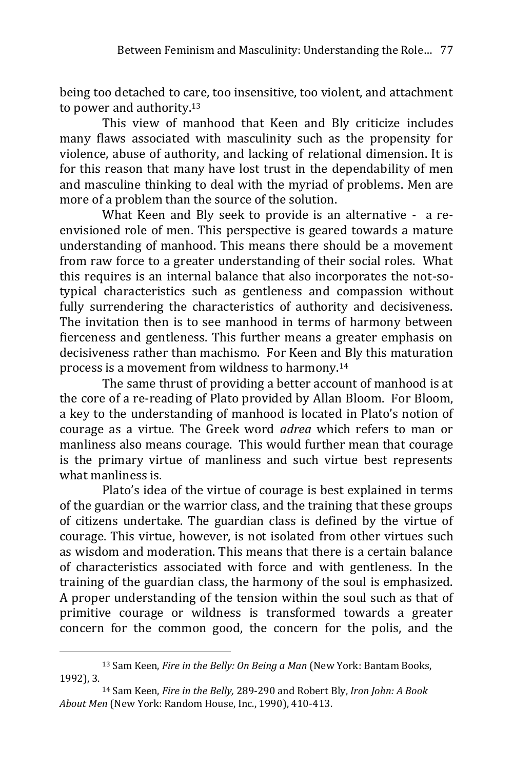being too detached to care, too insensitive, too violent, and attachment to power and authority.[13]

This view of manhood that Keen and Bly criticize includes many flaws associated with masculinity such as the propensity for violence, abuse of authority, and lacking of relational dimension. It is for this reason that many have lost trust in the dependability of men and masculine thinking to deal with the myriad of problems. Men are more of a problem than the source of the solution.

What Keen and Bly seek to provide is an alternative - a re-envisioned role of men. This perspective is geared towards a mature understanding of manhood. This means there should be a movement from raw force to a greater understanding of their social roles. What this requires is an internal balance that also incorporates the not-so-typical characteristics such as gentleness and compassion without fully surrendering the characteristics of authority and decisiveness. The invitation then is to see manhood in terms of harmony between fierceness and gentleness. This further means a greater emphasis on decisiveness rather than machismo. For Keen and Bly this maturation process is a movement from wildness to harmony.[14]

The same thrust of providing a better account of manhood is at the core of a re-reading of Plato provided by Allan Bloom. For Bloom, a key to the understanding of manhood is located in Plato's notion of courage as a virtue. The Greek word *adrea* which refers to man or manliness also means courage. This would further mean that courage is the primary virtue of manliness and such virtue best represents what manliness is.

Plato's idea of the virtue of courage is best explained in terms of the guardian or the warrior class, and the training that these groups of citizens undertake. The guardian class is defined by the virtue of courage. This virtue, however, is not isolated from other virtues such as wisdom and moderation. This means that there is a certain balance of characteristics associated with force and with gentleness. In the training of the guardian class, the harmony of the soul is emphasized. A proper understanding of the tension within the soul such as that of primitive courage or wildness is transformed towards a greater concern for the common good, the concern for the polis, and the

---

[13] Sam Keen, *Fire in the Belly: On Being a Man* (New York: Bantam Books, 1992), 3.

[14] Sam Keen, *Fire in the Belly,* 289-290 and Robert Bly, *Iron John: A Book About Men* (New York: Random House, Inc., 1990), 410-413.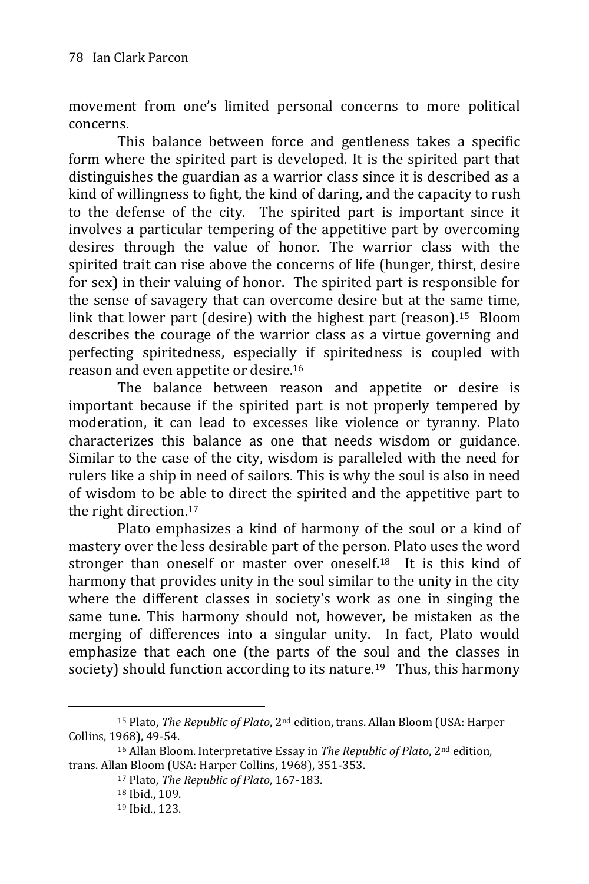movement from one's limited personal concerns to more political concerns.

This balance between force and gentleness takes a specific form where the spirited part is developed. It is the spirited part that distinguishes the guardian as a warrior class since it is described as a kind of willingness to fight, the kind of daring, and the capacity to rush to the defense of the city. The spirited part is important since it involves a particular tempering of the appetitive part by overcoming desires through the value of honor. The warrior class with the spirited trait can rise above the concerns of life (hunger, thirst, desire for sex) in their valuing of honor. The spirited part is responsible for the sense of savagery that can overcome desire but at the same time, link that lower part (desire) with the highest part (reason).[15] Bloom describes the courage of the warrior class as a virtue governing and perfecting spiritedness, especially if spiritedness is coupled with reason and even appetite or desire.[16]

The balance between reason and appetite or desire is important because if the spirited part is not properly tempered by moderation, it can lead to excesses like violence or tyranny. Plato characterizes this balance as one that needs wisdom or guidance. Similar to the case of the city, wisdom is paralleled with the need for rulers like a ship in need of sailors. This is why the soul is also in need of wisdom to be able to direct the spirited and the appetitive part to the right direction.[17]

Plato emphasizes a kind of harmony of the soul or a kind of mastery over the less desirable part of the person. Plato uses the word stronger than oneself or master over oneself.[18] It is this kind of harmony that provides unity in the soul similar to the unity in the city where the different classes in society's work as one in singing the same tune. This harmony should not, however, be mistaken as the merging of differences into a singular unity. In fact, Plato would emphasize that each one (the parts of the soul and the classes in society) should function according to its nature.[19] Thus, this harmony

---

[15] Plato, *The Republic of Plato*, 2nd edition, trans. Allan Bloom (USA: Harper Collins, 1968), 49-54.

[16] Allan Bloom. Interpretative Essay in *The Republic of Plato*, 2nd edition, trans. Allan Bloom (USA: Harper Collins, 1968), 351-353.

[17] Plato, *The Republic of Plato*, 167-183.

[18] Ibid., 109.

[19] Ibid., 123.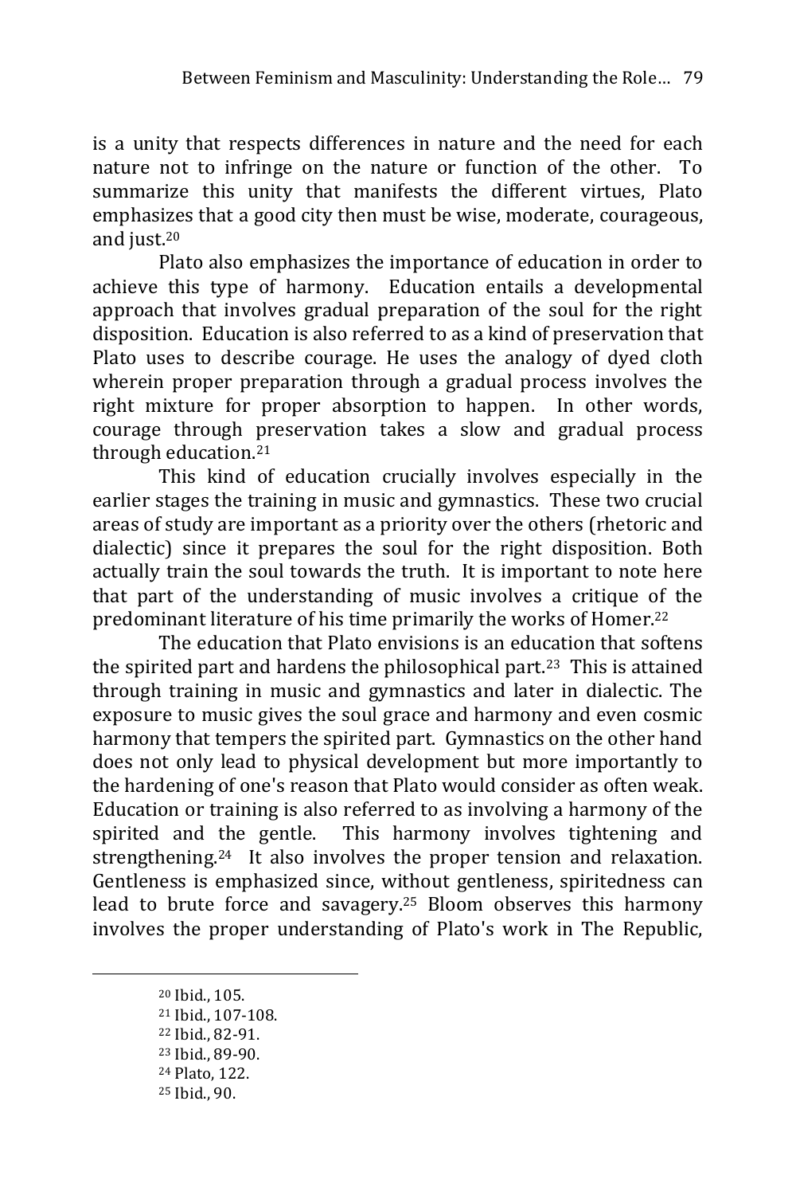is a unity that respects differences in nature and the need for each nature not to infringe on the nature or function of the other. To summarize this unity that manifests the different virtues, Plato emphasizes that a good city then must be wise, moderate, courageous, and just.[20]

Plato also emphasizes the importance of education in order to achieve this type of harmony. Education entails a developmental approach that involves gradual preparation of the soul for the right disposition. Education is also referred to as a kind of preservation that Plato uses to describe courage. He uses the analogy of dyed cloth wherein proper preparation through a gradual process involves the right mixture for proper absorption to happen. In other words, courage through preservation takes a slow and gradual process through education.[21]

This kind of education crucially involves especially in the earlier stages the training in music and gymnastics. These two crucial areas of study are important as a priority over the others (rhetoric and dialectic) since it prepares the soul for the right disposition. Both actually train the soul towards the truth. It is important to note here that part of the understanding of music involves a critique of the predominant literature of his time primarily the works of Homer.[22]

The education that Plato envisions is an education that softens the spirited part and hardens the philosophical part.[23] This is attained through training in music and gymnastics and later in dialectic. The exposure to music gives the soul grace and harmony and even cosmic harmony that tempers the spirited part. Gymnastics on the other hand does not only lead to physical development but more importantly to the hardening of one's reason that Plato would consider as often weak. Education or training is also referred to as involving a harmony of the spirited and the gentle. This harmony involves tightening and strengthening.[24] It also involves the proper tension and relaxation. Gentleness is emphasized since, without gentleness, spiritedness can lead to brute force and savagery.[25] Bloom observes this harmony involves the proper understanding of Plato's work in The Republic,

---

[20] Ibid., 105.

[21] Ibid., 107-108.

[22] Ibid., 82-91.

[23] Ibid., 89-90.

[24] Plato, 122.

[25] Ibid., 90.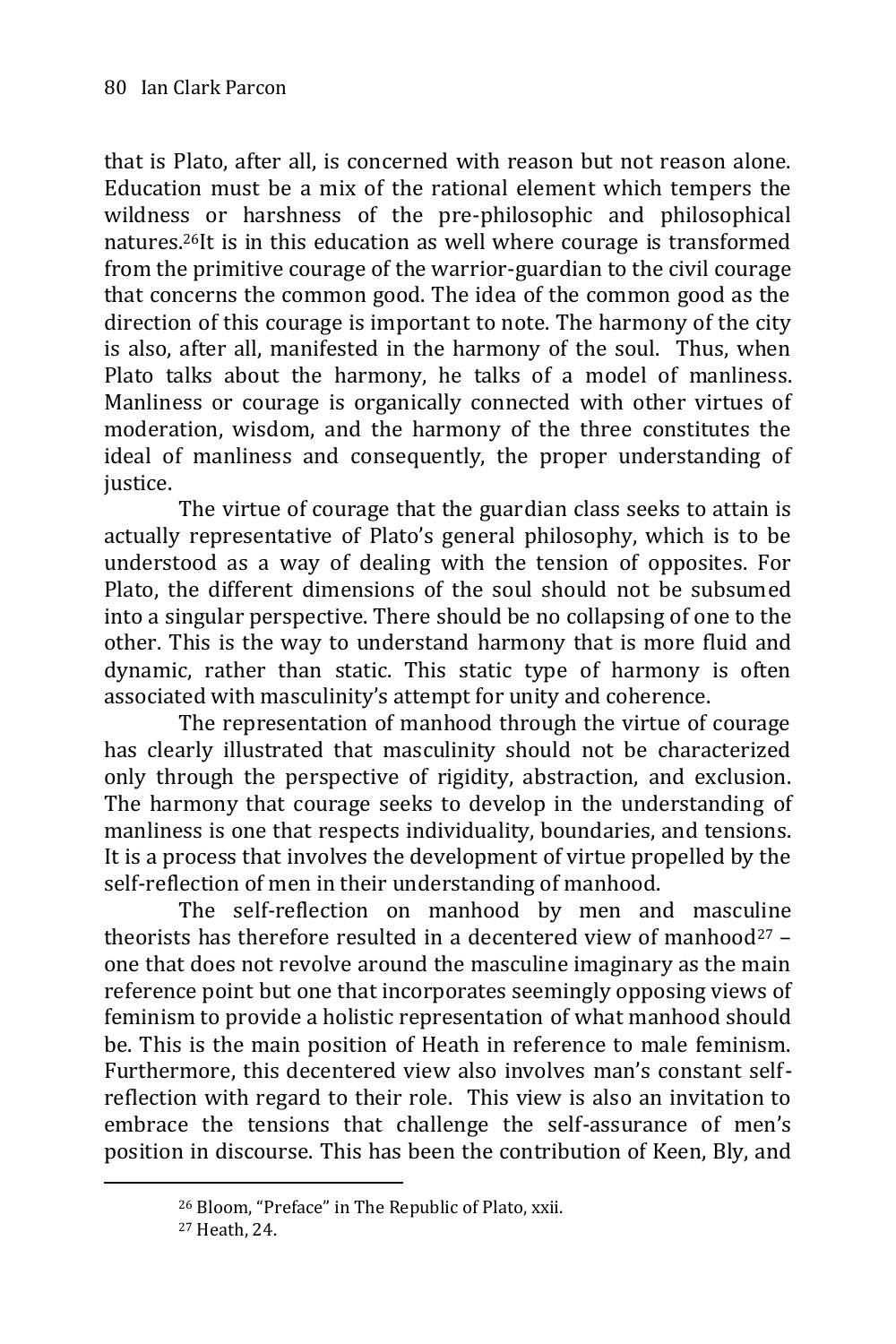that is Plato, after all, is concerned with reason but not reason alone. Education must be a mix of the rational element which tempers the wildness or harshness of the pre-philosophic and philosophical natures.[26]It is in this education as well where courage is transformed from the primitive courage of the warrior-guardian to the civil courage that concerns the common good. The idea of the common good as the direction of this courage is important to note. The harmony of the city is also, after all, manifested in the harmony of the soul. Thus, when Plato talks about the harmony, he talks of a model of manliness. Manliness or courage is organically connected with other virtues of moderation, wisdom, and the harmony of the three constitutes the ideal of manliness and consequently, the proper understanding of justice.

The virtue of courage that the guardian class seeks to attain is actually representative of Plato's general philosophy, which is to be understood as a way of dealing with the tension of opposites. For Plato, the different dimensions of the soul should not be subsumed into a singular perspective. There should be no collapsing of one to the other. This is the way to understand harmony that is more fluid and dynamic, rather than static. This static type of harmony is often associated with masculinity's attempt for unity and coherence.

The representation of manhood through the virtue of courage has clearly illustrated that masculinity should not be characterized only through the perspective of rigidity, abstraction, and exclusion. The harmony that courage seeks to develop in the understanding of manliness is one that respects individuality, boundaries, and tensions. It is a process that involves the development of virtue propelled by the self-reflection of men in their understanding of manhood.

The self-reflection on manhood by men and masculine theorists has therefore resulted in a decentered view of manhood[27] – one that does not revolve around the masculine imaginary as the main reference point but one that incorporates seemingly opposing views of feminism to provide a holistic representation of what manhood should be. This is the main position of Heath in reference to male feminism. Furthermore, this decentered view also involves man's constant self-reflection with regard to their role. This view is also an invitation to embrace the tensions that challenge the self-assurance of men's position in discourse. This has been the contribution of Keen, Bly, and

[26] Bloom, "Preface" in The Republic of Plato, xxii.

[27] Heath, 24.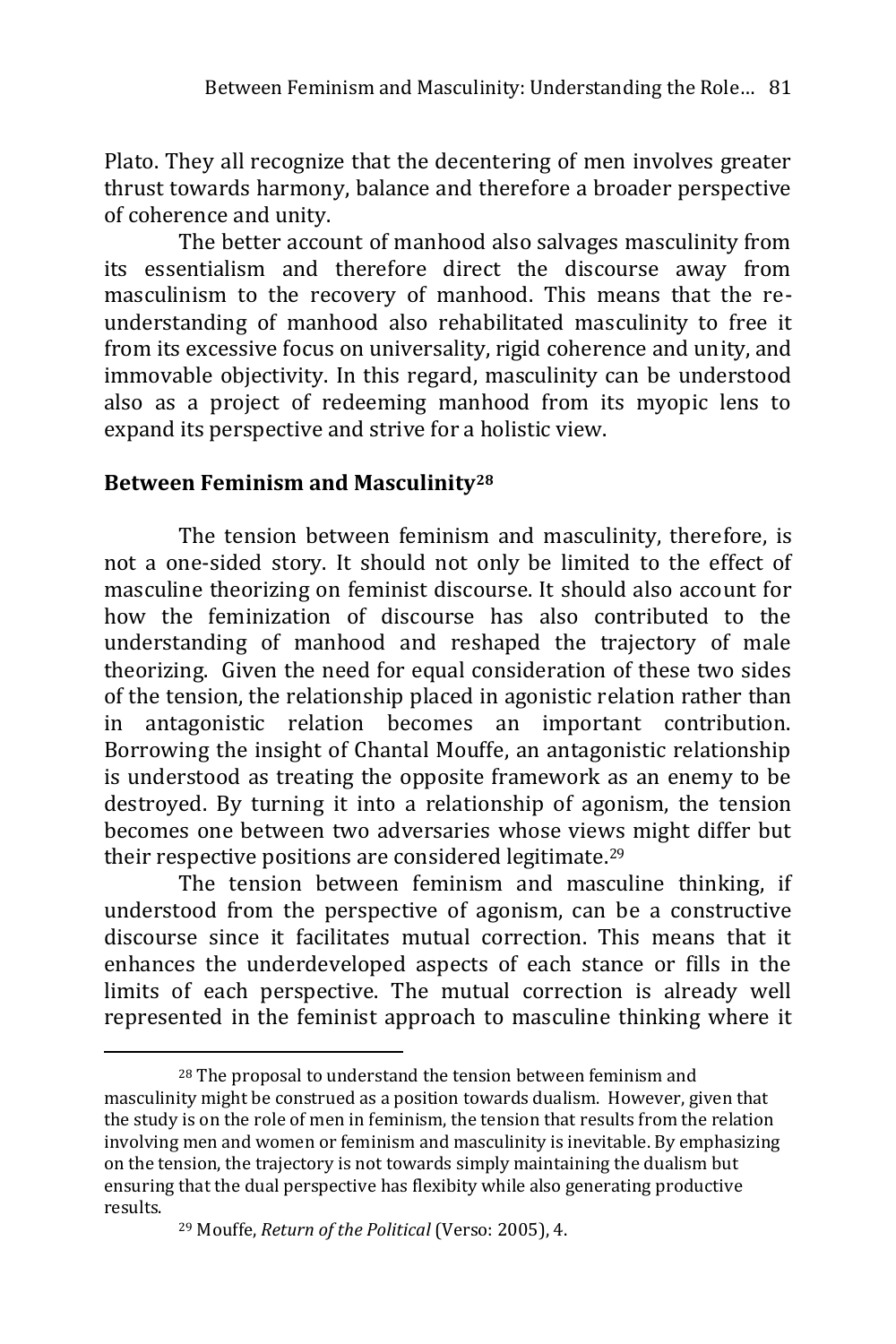Plato. They all recognize that the decentering of men involves greater thrust towards harmony, balance and therefore a broader perspective of coherence and unity.

The better account of manhood also salvages masculinity from its essentialism and therefore direct the discourse away from masculinism to the recovery of manhood. This means that the re-understanding of manhood also rehabilitated masculinity to free it from its excessive focus on universality, rigid coherence and unity, and immovable objectivity. In this regard, masculinity can be understood also as a project of redeeming manhood from its myopic lens to expand its perspective and strive for a holistic view.

## Between Feminism and Masculinity[28]

The tension between feminism and masculinity, therefore, is not a one-sided story. It should not only be limited to the effect of masculine theorizing on feminist discourse. It should also account for how the feminization of discourse has also contributed to the understanding of manhood and reshaped the trajectory of male theorizing. Given the need for equal consideration of these two sides of the tension, the relationship placed in agonistic relation rather than in antagonistic relation becomes an important contribution. Borrowing the insight of Chantal Mouffe, an antagonistic relationship is understood as treating the opposite framework as an enemy to be destroyed. By turning it into a relationship of agonism, the tension becomes one between two adversaries whose views might differ but their respective positions are considered legitimate.[29]

The tension between feminism and masculine thinking, if understood from the perspective of agonism, can be a constructive discourse since it facilitates mutual correction. This means that it enhances the underdeveloped aspects of each stance or fills in the limits of each perspective. The mutual correction is already well represented in the feminist approach to masculine thinking where it

---

[28] The proposal to understand the tension between feminism and masculinity might be construed as a position towards dualism. However, given that the study is on the role of men in feminism, the tension that results from the relation involving men and women or feminism and masculinity is inevitable. By emphasizing on the tension, the trajectory is not towards simply maintaining the dualism but ensuring that the dual perspective has flexibity while also generating productive results.

[29] Mouffe, *Return of the Political* (Verso: 2005), 4.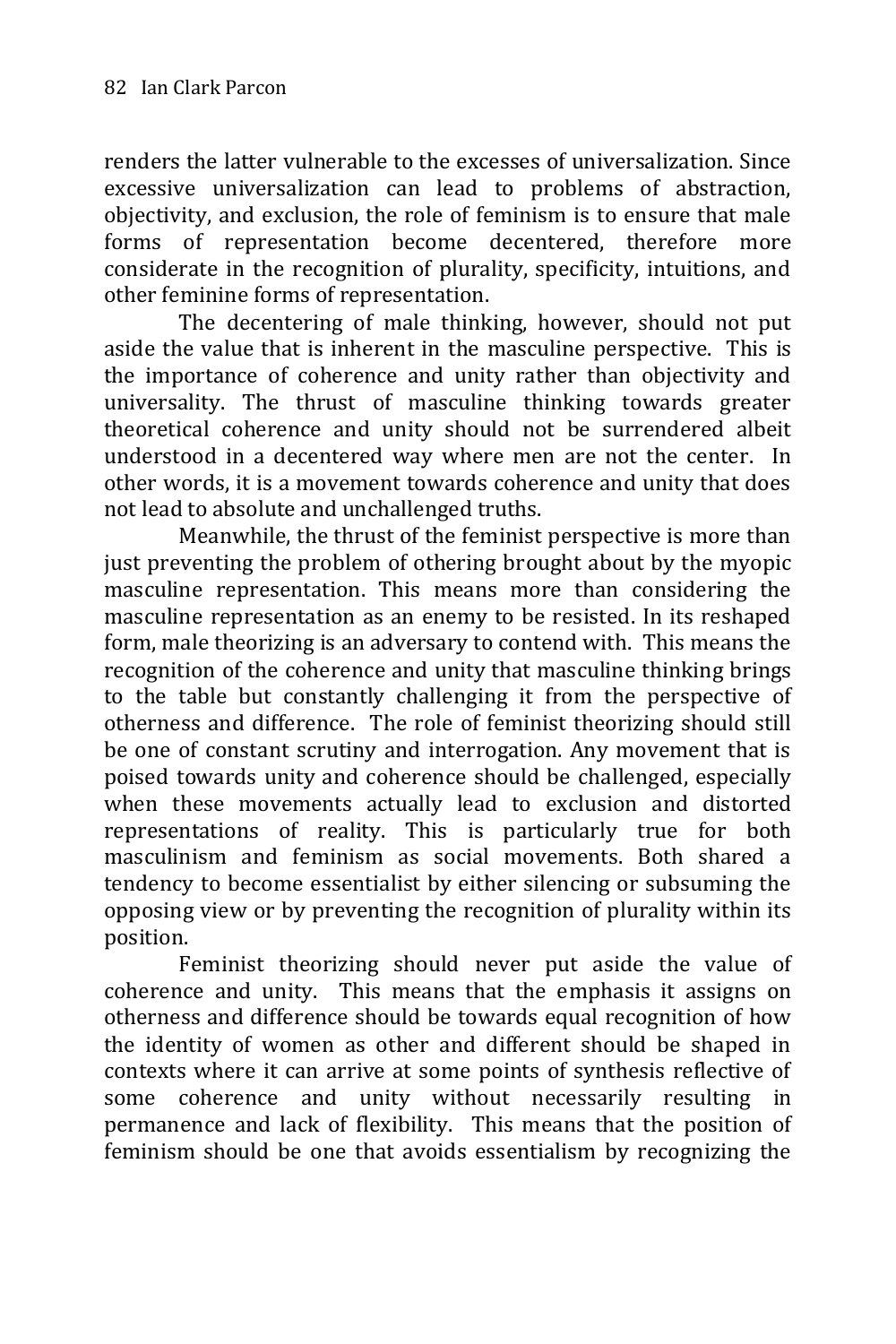renders the latter vulnerable to the excesses of universalization. Since excessive universalization can lead to problems of abstraction, objectivity, and exclusion, the role of feminism is to ensure that male forms of representation become decentered, therefore more considerate in the recognition of plurality, specificity, intuitions, and other feminine forms of representation.

The decentering of male thinking, however, should not put aside the value that is inherent in the masculine perspective. This is the importance of coherence and unity rather than objectivity and universality. The thrust of masculine thinking towards greater theoretical coherence and unity should not be surrendered albeit understood in a decentered way where men are not the center. In other words, it is a movement towards coherence and unity that does not lead to absolute and unchallenged truths.

Meanwhile, the thrust of the feminist perspective is more than just preventing the problem of othering brought about by the myopic masculine representation. This means more than considering the masculine representation as an enemy to be resisted. In its reshaped form, male theorizing is an adversary to contend with. This means the recognition of the coherence and unity that masculine thinking brings to the table but constantly challenging it from the perspective of otherness and difference. The role of feminist theorizing should still be one of constant scrutiny and interrogation. Any movement that is poised towards unity and coherence should be challenged, especially when these movements actually lead to exclusion and distorted representations of reality. This is particularly true for both masculinism and feminism as social movements. Both shared a tendency to become essentialist by either silencing or subsuming the opposing view or by preventing the recognition of plurality within its position.

Feminist theorizing should never put aside the value of coherence and unity. This means that the emphasis it assigns on otherness and difference should be towards equal recognition of how the identity of women as other and different should be shaped in contexts where it can arrive at some points of synthesis reflective of some coherence and unity without necessarily resulting in permanence and lack of flexibility. This means that the position of feminism should be one that avoids essentialism by recognizing the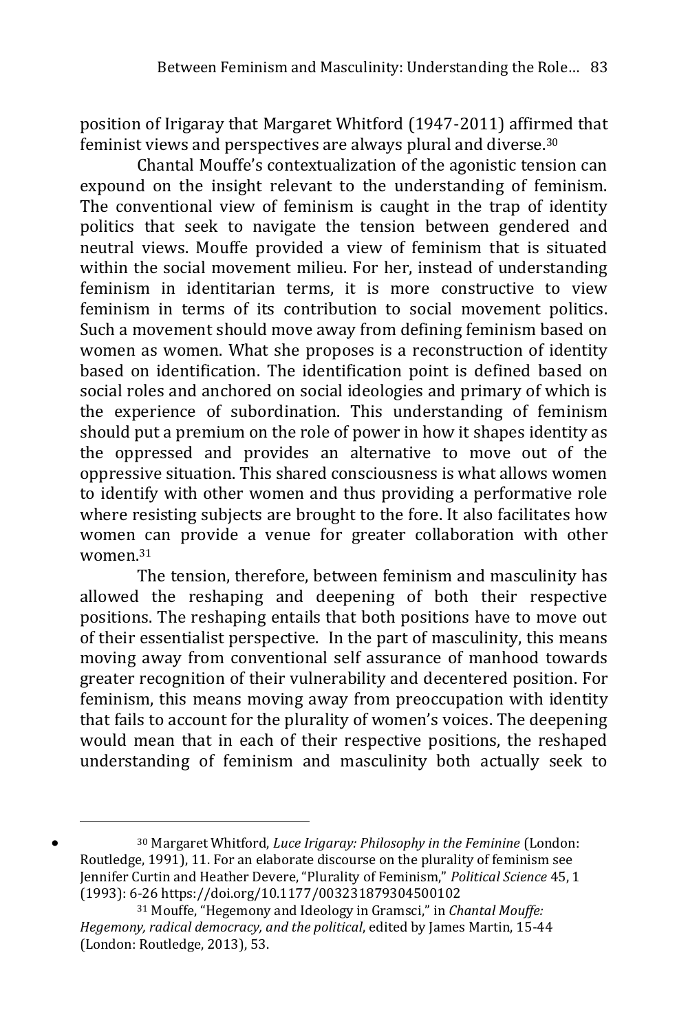position of Irigaray that Margaret Whitford (1947-2011) affirmed that feminist views and perspectives are always plural and diverse.[30]

Chantal Mouffe's contextualization of the agonistic tension can expound on the insight relevant to the understanding of feminism. The conventional view of feminism is caught in the trap of identity politics that seek to navigate the tension between gendered and neutral views. Mouffe provided a view of feminism that is situated within the social movement milieu. For her, instead of understanding feminism in identitarian terms, it is more constructive to view feminism in terms of its contribution to social movement politics. Such a movement should move away from defining feminism based on women as women. What she proposes is a reconstruction of identity based on identification. The identification point is defined based on social roles and anchored on social ideologies and primary of which is the experience of subordination. This understanding of feminism should put a premium on the role of power in how it shapes identity as the oppressed and provides an alternative to move out of the oppressive situation. This shared consciousness is what allows women to identify with other women and thus providing a performative role where resisting subjects are brought to the fore. It also facilitates how women can provide a venue for greater collaboration with other women.[31]

The tension, therefore, between feminism and masculinity has allowed the reshaping and deepening of both their respective positions. The reshaping entails that both positions have to move out of their essentialist perspective. In the part of masculinity, this means moving away from conventional self assurance of manhood towards greater recognition of their vulnerability and decentered position. For feminism, this means moving away from preoccupation with identity that fails to account for the plurality of women's voices. The deepening would mean that in each of their respective positions, the reshaped understanding of feminism and masculinity both actually seek to

---

[30] Margaret Whitford, *Luce Irigaray: Philosophy in the Feminine* (London: Routledge, 1991), 11. For an elaborate discourse on the plurality of feminism see Jennifer Curtin and Heather Devere, "Plurality of Feminism," *Political Science* 45, 1 (1993): 6-26 https://doi.org/10.1177/003231879304500102

[31] Mouffe, "Hegemony and Ideology in Gramsci," in *Chantal Mouffe: Hegemony, radical democracy, and the political*, edited by James Martin, 15-44 (London: Routledge, 2013), 53.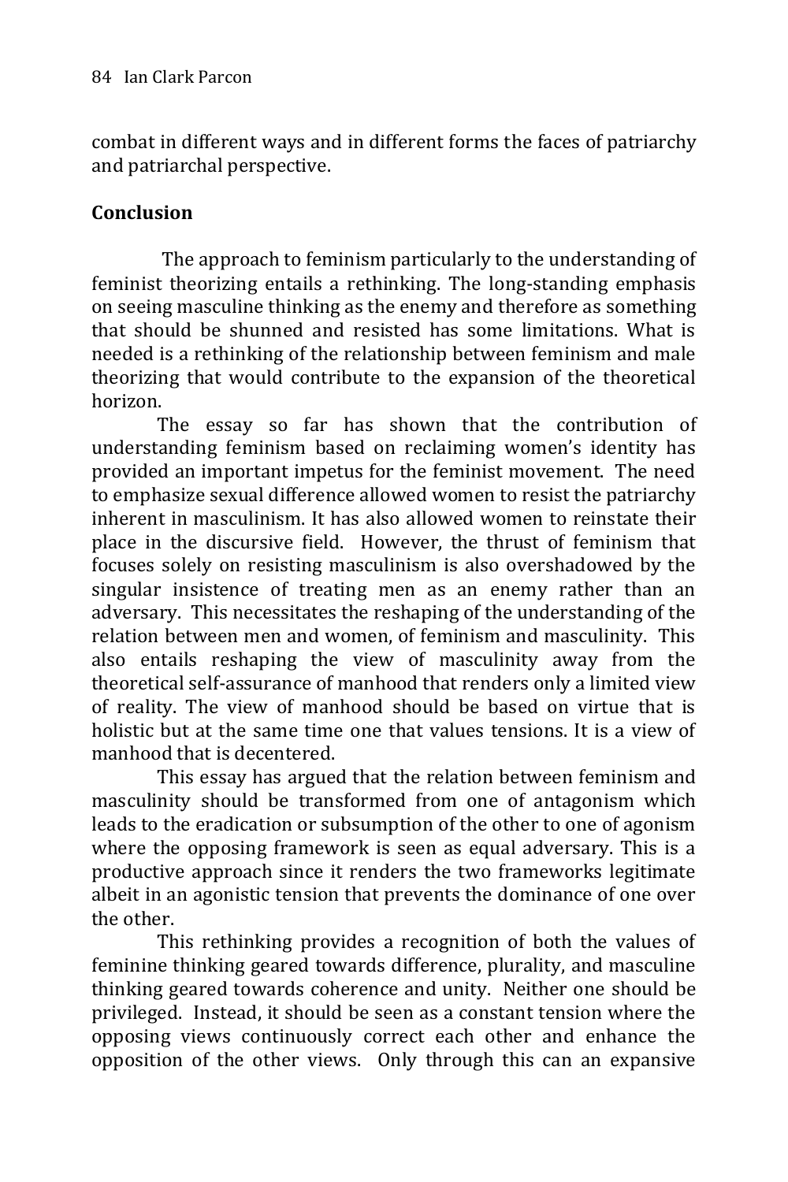combat in different ways and in different forms the faces of patriarchy and patriarchal perspective.

## Conclusion

The approach to feminism particularly to the understanding of feminist theorizing entails a rethinking. The long-standing emphasis on seeing masculine thinking as the enemy and therefore as something that should be shunned and resisted has some limitations. What is needed is a rethinking of the relationship between feminism and male theorizing that would contribute to the expansion of the theoretical horizon.

The essay so far has shown that the contribution of understanding feminism based on reclaiming women's identity has provided an important impetus for the feminist movement. The need to emphasize sexual difference allowed women to resist the patriarchy inherent in masculinism. It has also allowed women to reinstate their place in the discursive field. However, the thrust of feminism that focuses solely on resisting masculinism is also overshadowed by the singular insistence of treating men as an enemy rather than an adversary. This necessitates the reshaping of the understanding of the relation between men and women, of feminism and masculinity. This also entails reshaping the view of masculinity away from the theoretical self-assurance of manhood that renders only a limited view of reality. The view of manhood should be based on virtue that is holistic but at the same time one that values tensions. It is a view of manhood that is decentered.

This essay has argued that the relation between feminism and masculinity should be transformed from one of antagonism which leads to the eradication or subsumption of the other to one of agonism where the opposing framework is seen as equal adversary. This is a productive approach since it renders the two frameworks legitimate albeit in an agonistic tension that prevents the dominance of one over the other.

This rethinking provides a recognition of both the values of feminine thinking geared towards difference, plurality, and masculine thinking geared towards coherence and unity. Neither one should be privileged. Instead, it should be seen as a constant tension where the opposing views continuously correct each other and enhance the opposition of the other views. Only through this can an expansive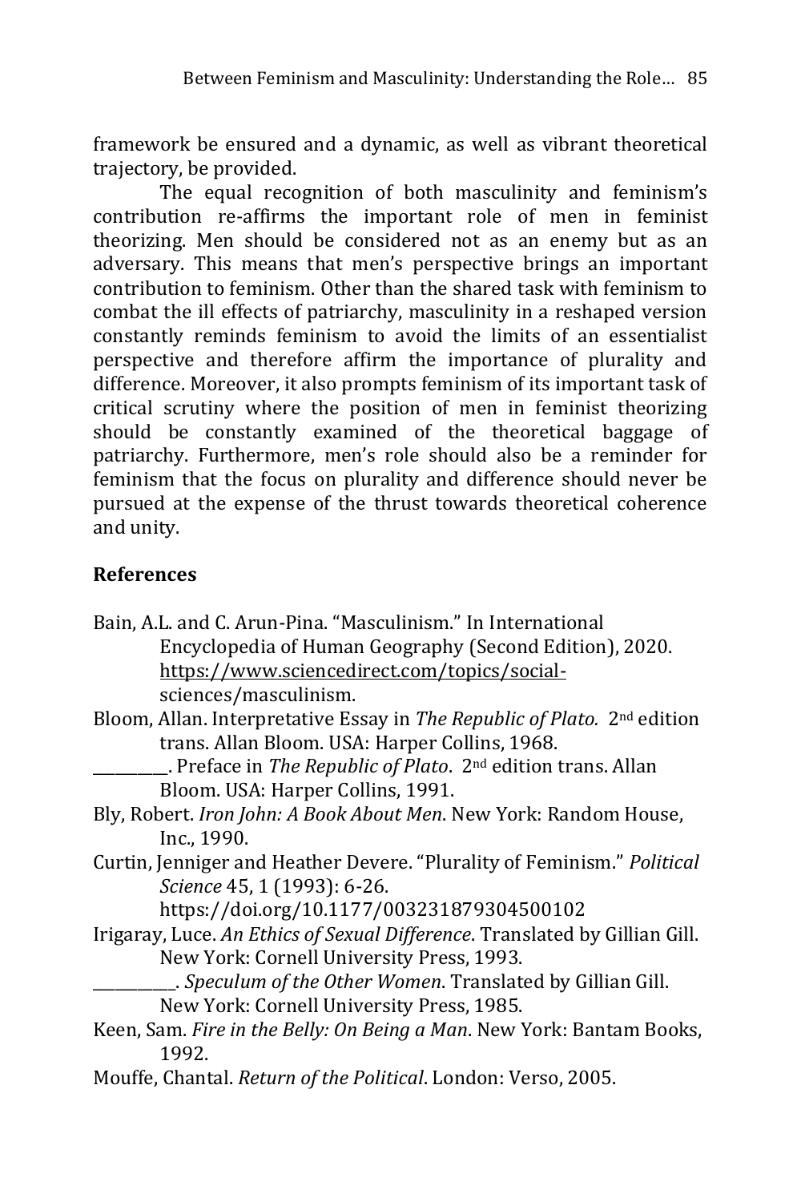framework be ensured and a dynamic, as well as vibrant theoretical trajectory, be provided.

The equal recognition of both masculinity and feminism's contribution re-affirms the important role of men in feminist theorizing. Men should be considered not as an enemy but as an adversary. This means that men's perspective brings an important contribution to feminism. Other than the shared task with feminism to combat the ill effects of patriarchy, masculinity in a reshaped version constantly reminds feminism to avoid the limits of an essentialist perspective and therefore affirm the importance of plurality and difference. Moreover, it also prompts feminism of its important task of critical scrutiny where the position of men in feminist theorizing should be constantly examined of the theoretical baggage of patriarchy. Furthermore, men's role should also be a reminder for feminism that the focus on plurality and difference should never be pursued at the expense of the thrust towards theoretical coherence and unity.

## References

Bain, A.L. and C. Arun-Pina. "Masculinism." In International Encyclopedia of Human Geography (Second Edition), 2020. https://www.sciencedirect.com/topics/social-sciences/masculinism.

Bloom, Allan. Interpretative Essay in *The Republic of Plato.* 2nd edition trans. Allan Bloom. USA: Harper Collins, 1968.

\_\_\_\_\_\_\_\_\_\_. Preface in *The Republic of Plato*. 2nd edition trans. Allan Bloom. USA: Harper Collins, 1991.

Bly, Robert. *Iron John: A Book About Men*. New York: Random House, Inc., 1990.

Curtin, Jenniger and Heather Devere. "Plurality of Feminism." *Political Science* 45, 1 (1993): 6-26. https://doi.org/10.1177/003231879304500102

Irigaray, Luce. *An Ethics of Sexual Difference*. Translated by Gillian Gill. New York: Cornell University Press, 1993.

\_\_\_\_\_\_\_\_\_\_\_. *Speculum of the Other Women*. Translated by Gillian Gill. New York: Cornell University Press, 1985.

Keen, Sam. *Fire in the Belly: On Being a Man*. New York: Bantam Books, 1992.

Mouffe, Chantal. *Return of the Political*. London: Verso, 2005.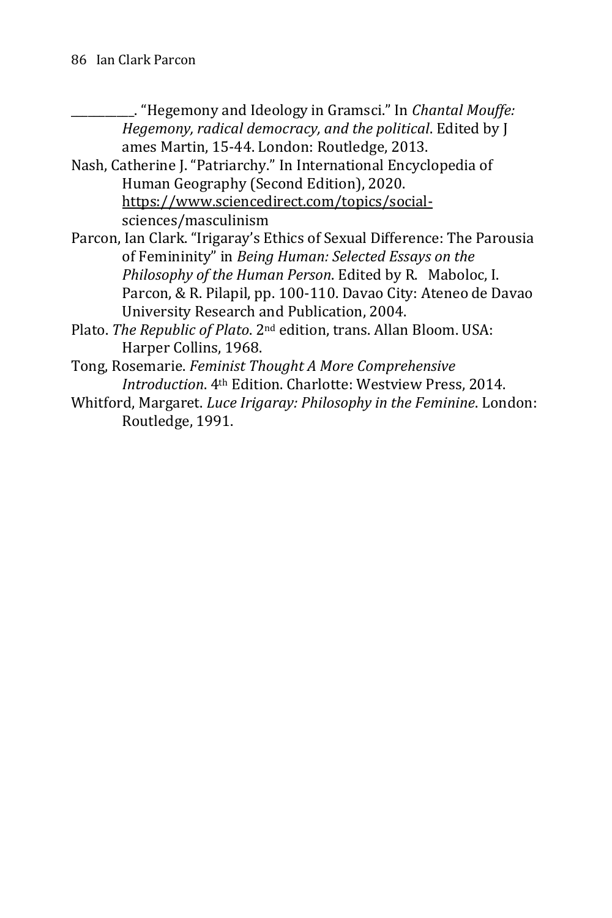__________. “Hegemony and Ideology in Gramsci.” In *Chantal Mouffe: Hegemony, radical democracy, and the political*. Edited by J ames Martin, 15-44. London: Routledge, 2013.

Nash, Catherine J. “Patriarchy.” In International Encyclopedia of Human Geography (Second Edition), 2020. https://www.sciencedirect.com/topics/social-sciences/masculinism

Parcon, Ian Clark. “Irigaray’s Ethics of Sexual Difference: The Parousia of Femininity” in *Being Human: Selected Essays on the Philosophy of the Human Person*. Edited by R. Maboloc, I. Parcon, & R. Pilapil, pp. 100-110. Davao City: Ateneo de Davao University Research and Publication, 2004.

Plato. *The Republic of Plato*. 2nd edition, trans. Allan Bloom. USA: Harper Collins, 1968.

Tong, Rosemarie. *Feminist Thought A More Comprehensive Introduction*. 4th Edition. Charlotte: Westview Press, 2014.

Whitford, Margaret. *Luce Irigaray: Philosophy in the Feminine*. London: Routledge, 1991.